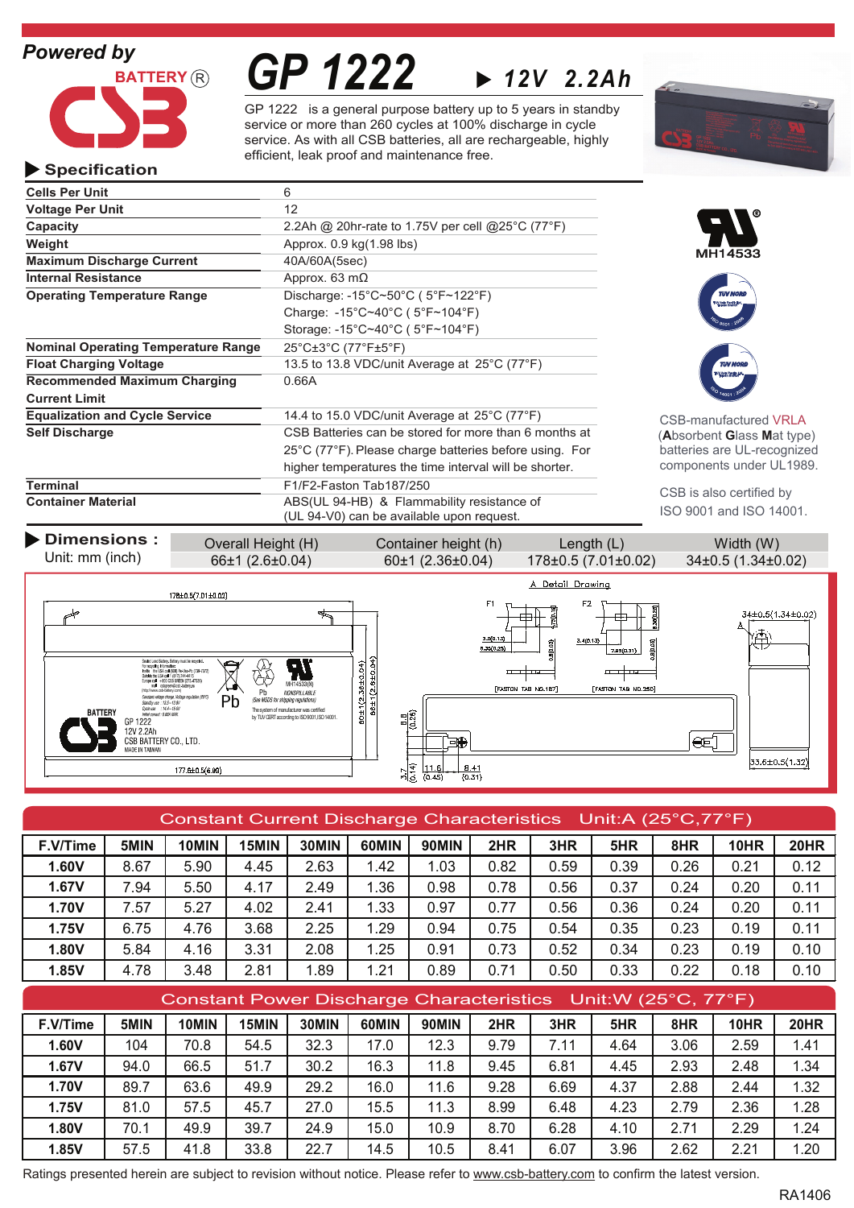Powered by

BATTERY ®

CSB

# GP 1222

▶ **12V 2.2Ah**

GP 1222 is a general purpose battery up to 5 years in standby service or more than 260 cycles at 100% discharge in cycle service. As with all CSB batteries, all are rechargeable, highly efficient, leak proof and maintenance free.

## ▶ Specification

| | |
|---|---|
| **Cells Per Unit** | 6 |
| **Voltage Per Unit** | 12 |
| **Capacity** | 2.2Ah @ 20hr-rate to 1.75V per cell @25°C (77°F) |
| **Weight** | Approx. 0.9 kg(1.98 lbs) |
| **Maximum Discharge Current** | 40A/60A(5sec) |
| **Internal Resistance** | Approx. 63 mΩ |
| **Operating Temperature Range** | Discharge: -15°C~50°C ( 5°F~122°F)<br>Charge: -15°C~40°C ( 5°F~104°F)<br>Storage: -15°C~40°C ( 5°F~104°F) |
| **Nominal Operating Temperature Range** | 25°C±3°C (77°F±5°F) |
| **Float Charging Voltage** | 13.5 to 13.8 VDC/unit Average at 25°C (77°F) |
| **Recommended Maximum Charging Current Limit** | 0.66A |
| **Equalization and Cycle Service** | 14.4 to 15.0 VDC/unit Average at 25°C (77°F) |
| **Self Discharge** | CSB Batteries can be stored for more than 6 months at 25°C (77°F). Please charge batteries before using. For higher temperatures the time interval will be shorter. |
| **Terminal** | F1/F2-Faston Tab187/250 |
| **Container Material** | ABS(UL 94-HB) & Flammability resistance of (UL 94-V0) can be available upon request. |

MH14533

CSB-manufactured VRLA (**A**bsorbent **G**lass **M**at type) batteries are UL-recognized components under UL1989.

CSB is also certified by ISO 9001 and ISO 14001.

## ▶ Dimensions :
Unit: mm (inch)

| Overall Height (H) | Container height (h) | Length (L) | Width (W) |
|---|---|---|---|
| 66±1 (2.6±0.04) | 60±1 (2.36±0.04) | 178±0.5 (7.01±0.02) | 34±0.5 (1.34±0.02) |

## Constant Current Discharge Characteristics Unit:A (25°C,77°F)

| F.V/Time | 5MIN | 10MIN | 15MIN | 30MIN | 60MIN | 90MIN | 2HR | 3HR | 5HR | 8HR | 10HR | 20HR |
|---|---|---|---|---|---|---|---|---|---|---|---|---|
| **1.60V** | 8.67 | 5.90 | 4.45 | 2.63 | 1.42 | 1.03 | 0.82 | 0.59 | 0.39 | 0.26 | 0.21 | 0.12 |
| **1.67V** | 7.94 | 5.50 | 4.17 | 2.49 | 1.36 | 0.98 | 0.78 | 0.56 | 0.37 | 0.24 | 0.20 | 0.11 |
| **1.70V** | 7.57 | 5.27 | 4.02 | 2.41 | 1.33 | 0.97 | 0.77 | 0.56 | 0.36 | 0.24 | 0.20 | 0.11 |
| **1.75V** | 6.75 | 4.76 | 3.68 | 2.25 | 1.29 | 0.94 | 0.75 | 0.54 | 0.35 | 0.23 | 0.19 | 0.11 |
| **1.80V** | 5.84 | 4.16 | 3.31 | 2.08 | 1.25 | 0.91 | 0.73 | 0.52 | 0.34 | 0.23 | 0.19 | 0.10 |
| **1.85V** | 4.78 | 3.48 | 2.81 | 1.89 | 1.21 | 0.89 | 0.71 | 0.50 | 0.33 | 0.22 | 0.18 | 0.10 |

## Constant Power Discharge Characteristics Unit:W (25°C, 77°F)

| F.V/Time | 5MIN | 10MIN | 15MIN | 30MIN | 60MIN | 90MIN | 2HR | 3HR | 5HR | 8HR | 10HR | 20HR |
|---|---|---|---|---|---|---|---|---|---|---|---|---|
| **1.60V** | 104 | 70.8 | 54.5 | 32.3 | 17.0 | 12.3 | 9.79 | 7.11 | 4.64 | 3.06 | 2.59 | 1.41 |
| **1.67V** | 94.0 | 66.5 | 51.7 | 30.2 | 16.3 | 11.8 | 9.45 | 6.81 | 4.45 | 2.93 | 2.48 | 1.34 |
| **1.70V** | 89.7 | 63.6 | 49.9 | 29.2 | 16.0 | 11.6 | 9.28 | 6.69 | 4.37 | 2.88 | 2.44 | 1.32 |
| **1.75V** | 81.0 | 57.5 | 45.7 | 27.0 | 15.5 | 11.3 | 8.99 | 6.48 | 4.23 | 2.79 | 2.36 | 1.28 |
| **1.80V** | 70.1 | 49.9 | 39.7 | 24.9 | 15.0 | 10.9 | 8.70 | 6.28 | 4.10 | 2.71 | 2.29 | 1.24 |
| **1.85V** | 57.5 | 41.8 | 33.8 | 22.7 | 14.5 | 10.5 | 8.41 | 6.07 | 3.96 | 2.62 | 2.21 | 1.20 |

Ratings presented herein are subject to revision without notice. Please refer to www.csb-battery.com to confirm the latest version.

RA1406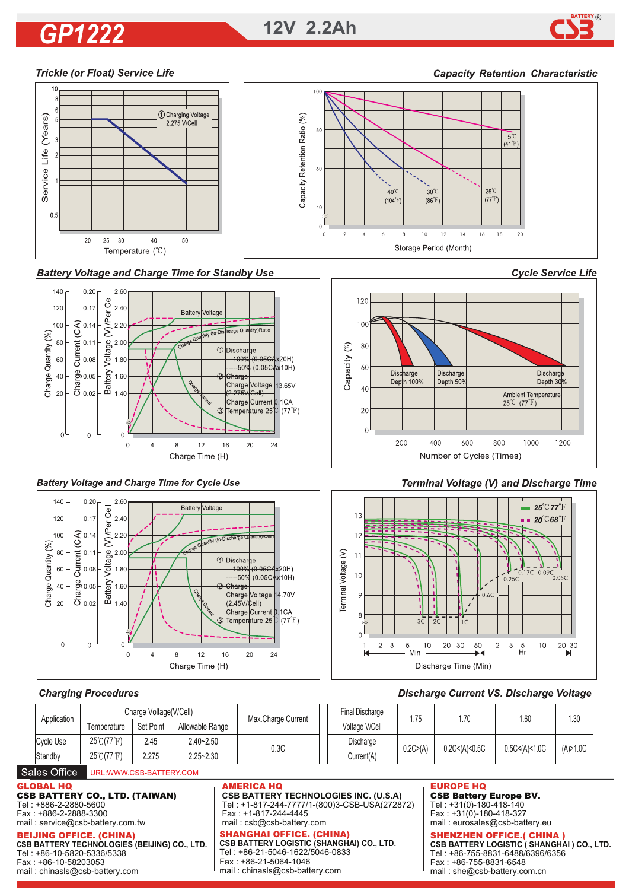# GP1222

**12V 2.2Ah**

CSB BATTERY ®

### *Trickle (or Float) Service Life*

Service Life (Years)

10
8
6
5
3
2
1
0.5

① Charging Voltage
2.275 V/Cell

20 25 30 40 50

Temperature (℃)

### *Capacity Retention Characteristic*

Capacity Retention Ratio (%)

100
80
60
40
0

5℃ (41℉)
40℃ (104℉)
30℃ (86℉)
25℃ (77℉)

0 2 4 6 8 10 12 14 16 18 20

Storage Period (Month)

### *Battery Voltage and Charge Time for Standby Use*

Charge Quantity (%): 140 120 100 80 60 40 20 0
Charge Current (CA): 0.20 0.17 0.14 0.11 0.08 0.05 0.02 0
Battery Voltage (V)/Per Cell: 2.60 2.40 2.20 2.00 1.80 1.60 1.40 0

Battery Voltage
Charge Quantity (to-Discharge Quantity)Ratio
Charge Current

① Discharge
100% (0.05CAx20H)
-----50% (0.05CAx10H)
② Charge
Charge Voltage 13.65V (2.275V/Cell)
Charge Current 0.1CA
③ Temperature 25℃ (77℉)

0 4 8 12 16 20 24

Charge Time (H)

### *Cycle Service Life*

Capacity (%)

120
100
80
60
40
20
0

Discharge Depth 100%
Discharge Depth 50%
Discharge Depth 30%
Ambient Temperature: 25℃ (77℉)

200 400 600 800 1000 1200

Number of Cycles (Times)

### *Battery Voltage and Charge Time for Cycle Use*

Charge Quantity (%): 140 120 100 80 60 40 20 0
Charge Current (CA): 0.20 0.17 0.14 0.11 0.08 0.05 0.02 0
Battery Voltage (V)/Per Cell: 2.60 2.40 2.20 2.00 1.80 1.60 1.40 0

Battery Voltage
Charge Quantity (to-Discharge Quantity)Ratio
Charge Current

① Discharge
100% (0.05CAx20H)
-----50% (0.05CAx10H)
② Charge
Charge Voltage 14.70V (2.45V/Cell)
Charge Current 0.1CA
③ Temperature 25℃ (77℉)

0 4 8 12 16 20 24

Charge Time (H)

### *Terminal Voltage (V) and Discharge Time*

25℃77℉
20℃68℉

Terminal Voltage (V)

13
12
11
10
9
8
0

3C 2C 1C 0.6C 0.25C 0.17C 0.09C 0.05C

1 2 3 5 10 20 30 60 2 3 5 10 20 30
Min Hr

Discharge Time (Min)

### *Charging Procedures*

| Application | Charge Voltage(V/Cell) | | | Max.Charge Current |
|---|---|---|---|---|
| | Temperature | Set Point | Allowable Range | |
| Cycle Use | 25℃(77℉) | 2.45 | 2.40~2.50 | 0.3C |
| Standby | 25℃(77℉) | 2.275 | 2.25~2.30 | |

### *Discharge Current VS. Discharge Voltage*

| Final Discharge Voltage V/Cell | 1.75 | 1.70 | 1.60 | 1.30 |
|---|---|---|---|---|
| Discharge Current(A) | 0.2C>(A) | 0.2C<(A)<0.5C | 0.5C<(A)<1.0C | (A)>1.0C |

**Sales Office** URL:WWW.CSB-BATTERY.COM

**GLOBAL HQ**
**CSB BATTERY CO., LTD. (TAIWAN)**
Tel : +886-2-2880-5600
Fax : +886-2-2888-3300
mail : service@csb-battery.com.tw

**BEIJING OFFICE. (CHINA)**
**CSB BATTERY TECHNOLOGIES (BEIJING) CO., LTD.**
Tel : +86-10-5820-5336/5338
Fax : +86-10-58203053
mail : chinasls@csb-battery.com

**AMERICA HQ**
**CSB BATTERY TECHNOLOGIES INC. (U.S.A)**
Tel : +1-817-244-7777/1-(800)3-CSB-USA(272872)
Fax : +1-817-244-4445
mail : csb@csb-battery.com

**SHANGHAI OFFICE. (CHINA)**
**CSB BATTERY LOGISTIC (SHANGHAI) CO., LTD.**
Tel : +86-21-5046-1622/5046-0833
Fax : +86-21-5064-1046
mail : chinasls@csb-battery.com

**EUROPE HQ**
**CSB Battery Europe BV.**
Tel : +31(0)-180-418-140
Fax : +31(0)-180-418-327
mail : eurosales@csb-battery.eu

**SHENZHEN OFFICE.( CHINA )**
**CSB BATTERY LOGISTIC ( SHANGHAI ) CO., LTD.**
Tel : +86-755-8831-6488/6396/6356
Fax : +86-755-8831-6548
mail : she@csb-battery.com.cn